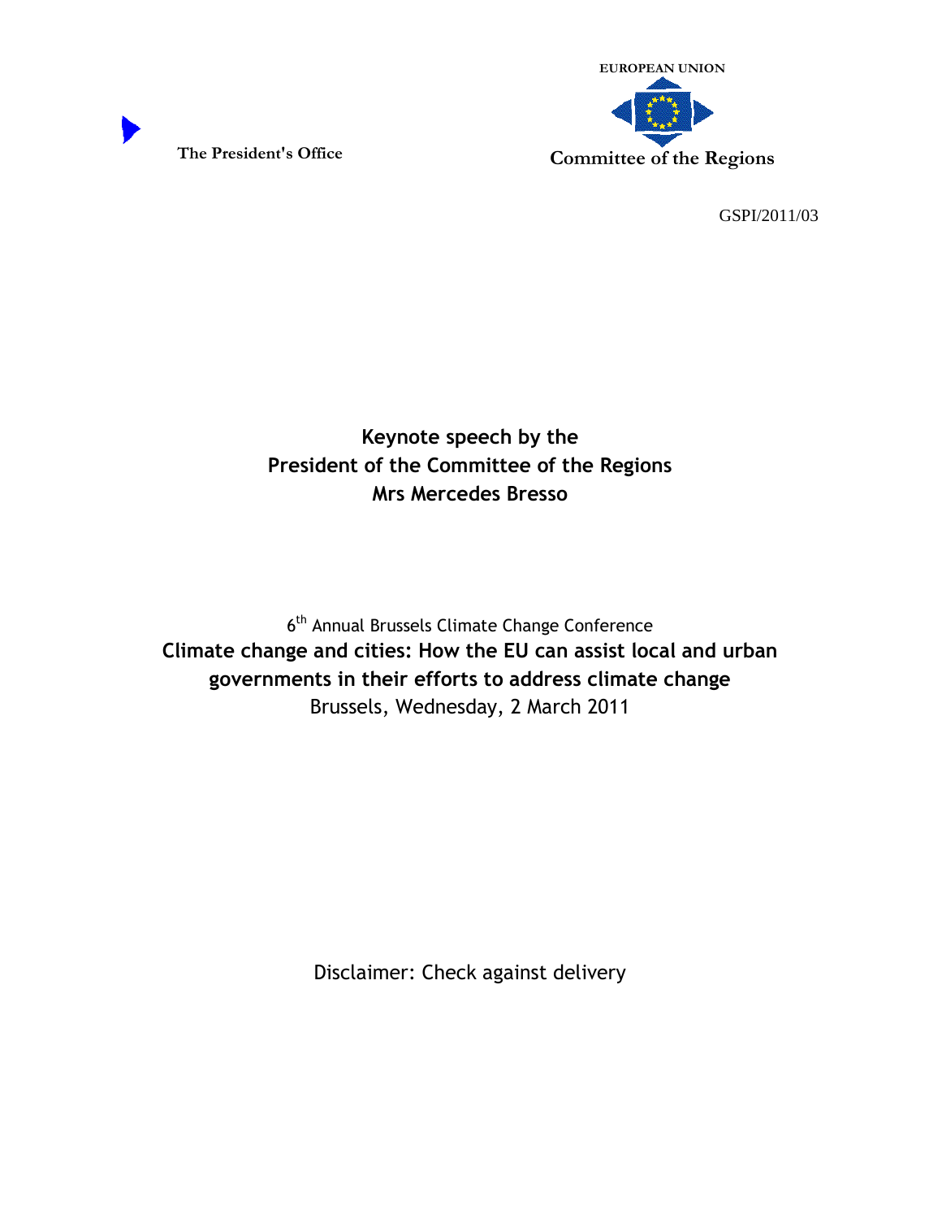The President's Office

EUROPEAN UNION

Committee of the Regions

GSPI/2011/03

**Keynote speech by the**
**President of the Committee of the Regions**
**Mrs Mercedes Bresso**

6th Annual Brussels Climate Change Conference

**Climate change and cities: How the EU can assist local and urban governments in their efforts to address climate change**

Brussels, Wednesday, 2 March 2011

Disclaimer: Check against delivery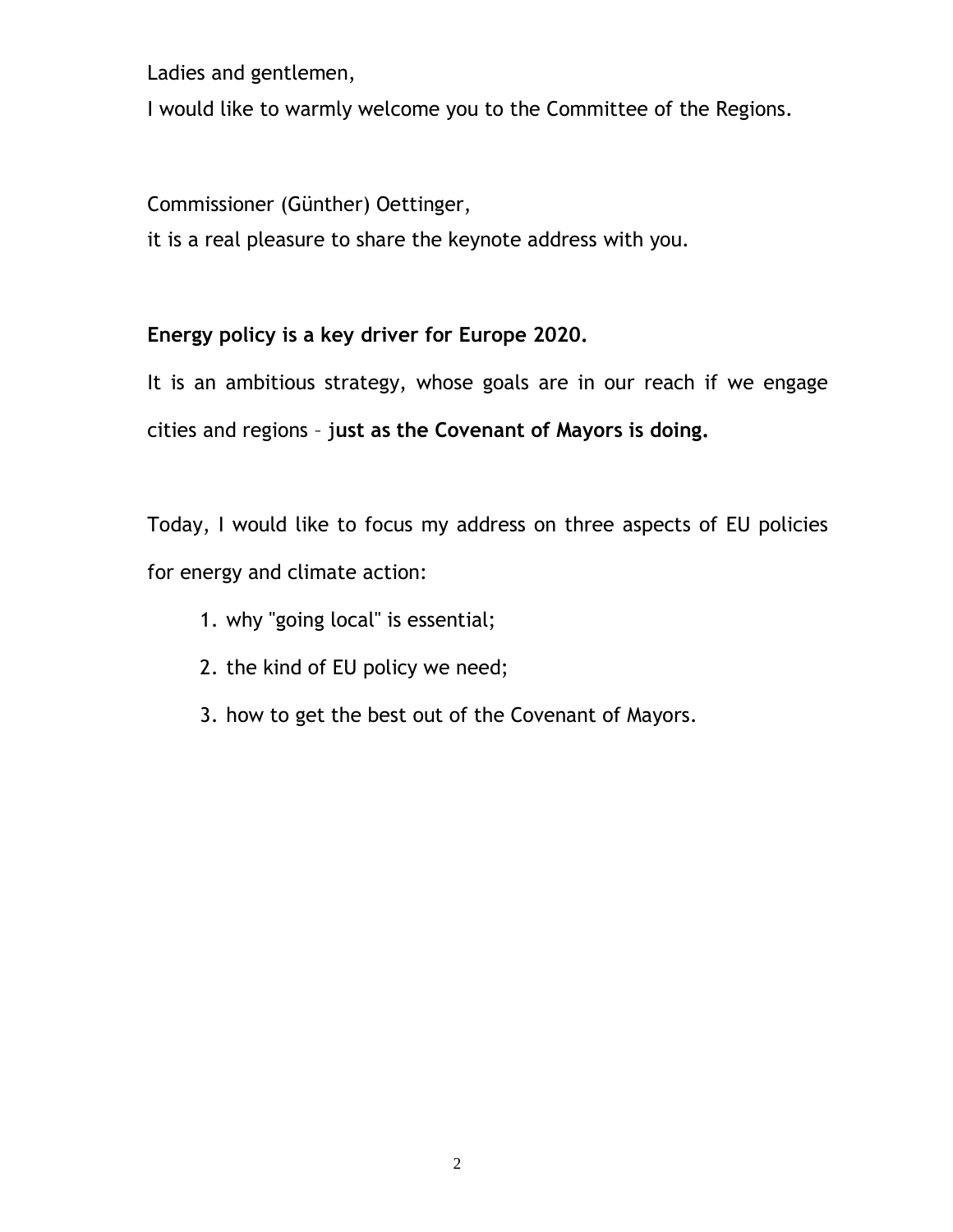Ladies and gentlemen,

I would like to warmly welcome you to the Committee of the Regions.

Commissioner (Günther) Oettinger,

it is a real pleasure to share the keynote address with you.

**Energy policy is a key driver for Europe 2020.**

It is an ambitious strategy, whose goals are in our reach if we engage cities and regions – **just as the Covenant of Mayors is doing.**

Today, I would like to focus my address on three aspects of EU policies for energy and climate action:

1. why "going local" is essential;
2. the kind of EU policy we need;
3. how to get the best out of the Covenant of Mayors.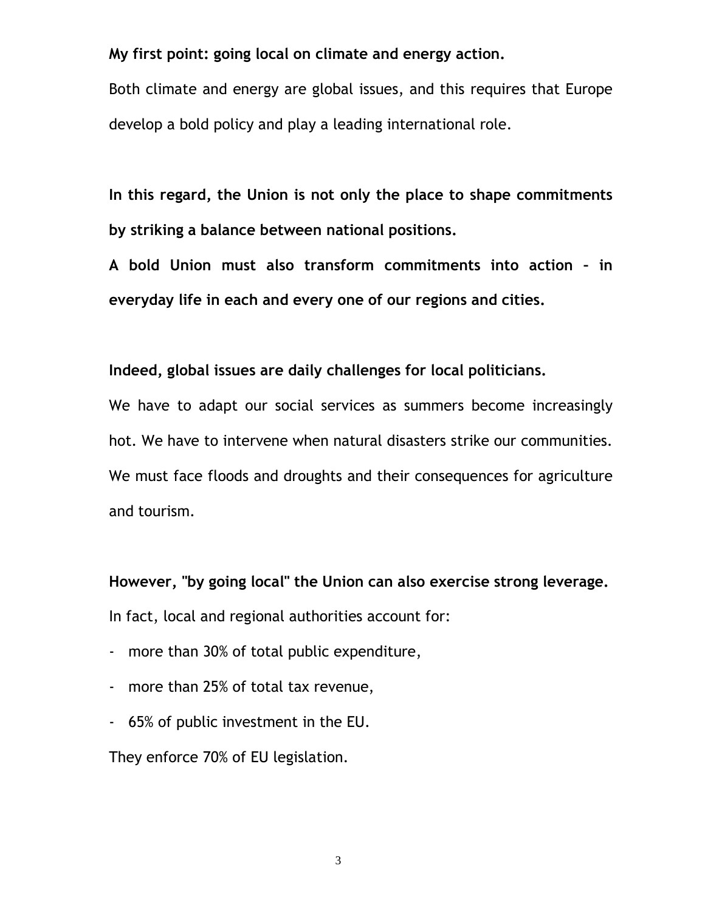**My first point: going local on climate and energy action.**

Both climate and energy are global issues, and this requires that Europe develop a bold policy and play a leading international role.

**In this regard, the Union is not only the place to shape commitments by striking a balance between national positions.**

**A bold Union must also transform commitments into action – in everyday life in each and every one of our regions and cities.**

**Indeed, global issues are daily challenges for local politicians.**

We have to adapt our social services as summers become increasingly hot. We have to intervene when natural disasters strike our communities. We must face floods and droughts and their consequences for agriculture and tourism.

**However, "by going local" the Union can also exercise strong leverage.**

In fact, local and regional authorities account for:

- more than 30% of total public expenditure,
- more than 25% of total tax revenue,
- 65% of public investment in the EU.

They enforce 70% of EU legislation.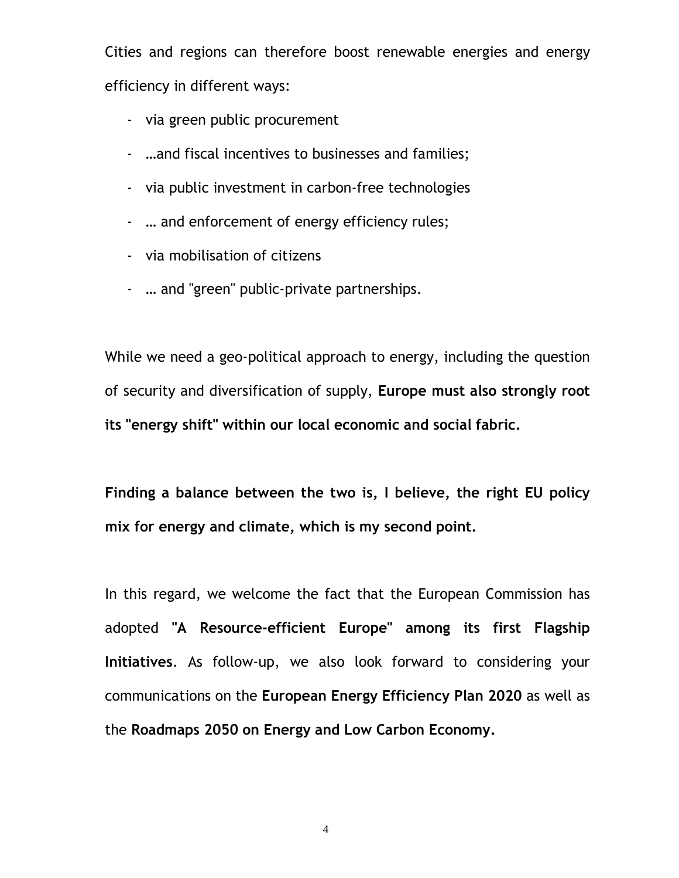Cities and regions can therefore boost renewable energies and energy efficiency in different ways:

- via green public procurement
- …and fiscal incentives to businesses and families;
- via public investment in carbon-free technologies
- … and enforcement of energy efficiency rules;
- via mobilisation of citizens
- … and "green" public-private partnerships.

While we need a geo-political approach to energy, including the question of security and diversification of supply, **Europe must also strongly root its "energy shift" within our local economic and social fabric.**

**Finding a balance between the two is, I believe, the right EU policy mix for energy and climate, which is my second point.**

In this regard, we welcome the fact that the European Commission has adopted **"A Resource-efficient Europe" among its first Flagship Initiatives**. As follow-up, we also look forward to considering your communications on the **European Energy Efficiency Plan 2020** as well as the **Roadmaps 2050 on Energy and Low Carbon Economy.**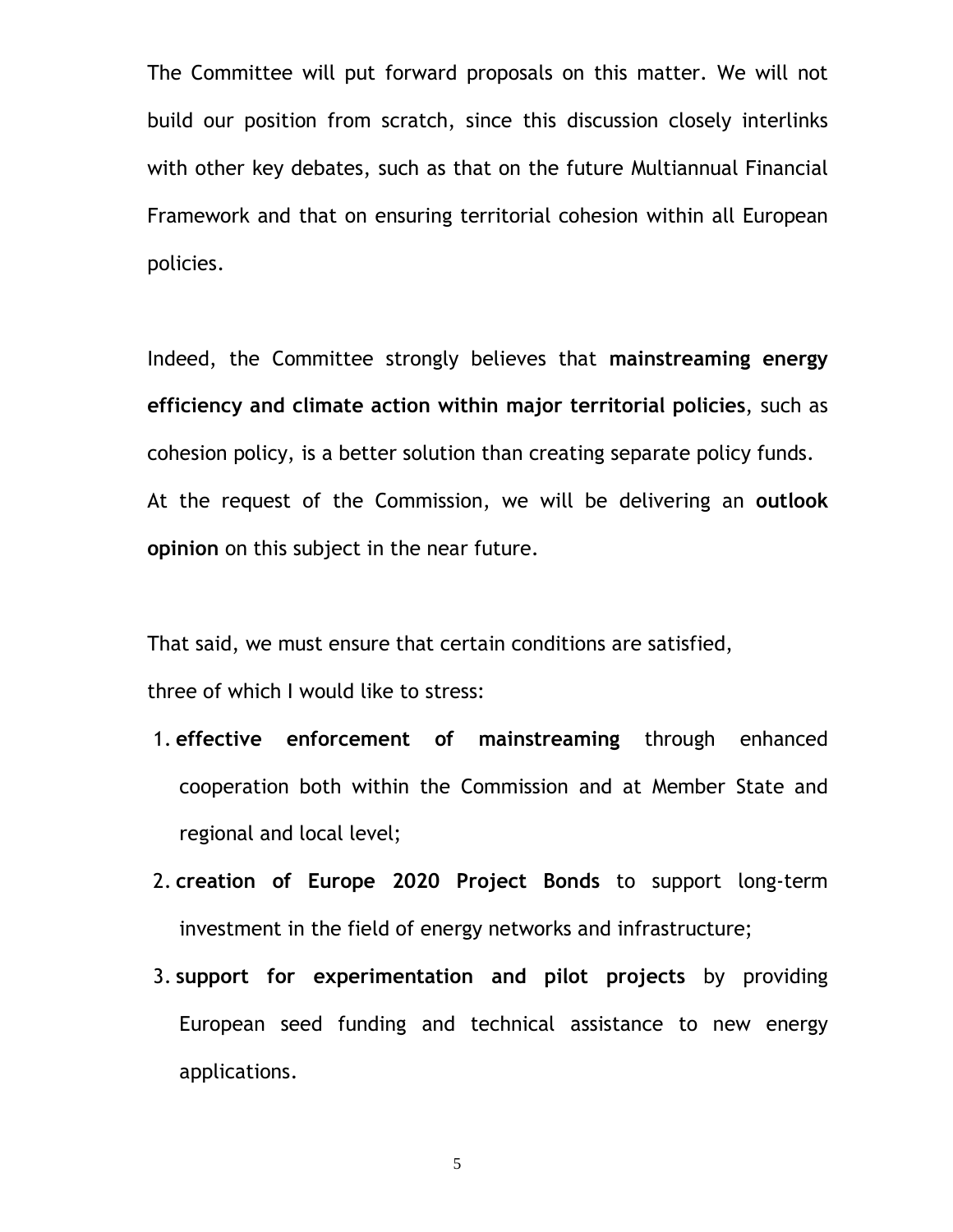The Committee will put forward proposals on this matter. We will not build our position from scratch, since this discussion closely interlinks with other key debates, such as that on the future Multiannual Financial Framework and that on ensuring territorial cohesion within all European policies.

Indeed, the Committee strongly believes that **mainstreaming energy efficiency and climate action within major territorial policies**, such as cohesion policy, is a better solution than creating separate policy funds. At the request of the Commission, we will be delivering an **outlook opinion** on this subject in the near future.

That said, we must ensure that certain conditions are satisfied, three of which I would like to stress:

1. **effective enforcement of mainstreaming** through enhanced cooperation both within the Commission and at Member State and regional and local level;
2. **creation of Europe 2020 Project Bonds** to support long-term investment in the field of energy networks and infrastructure;
3. **support for experimentation and pilot projects** by providing European seed funding and technical assistance to new energy applications.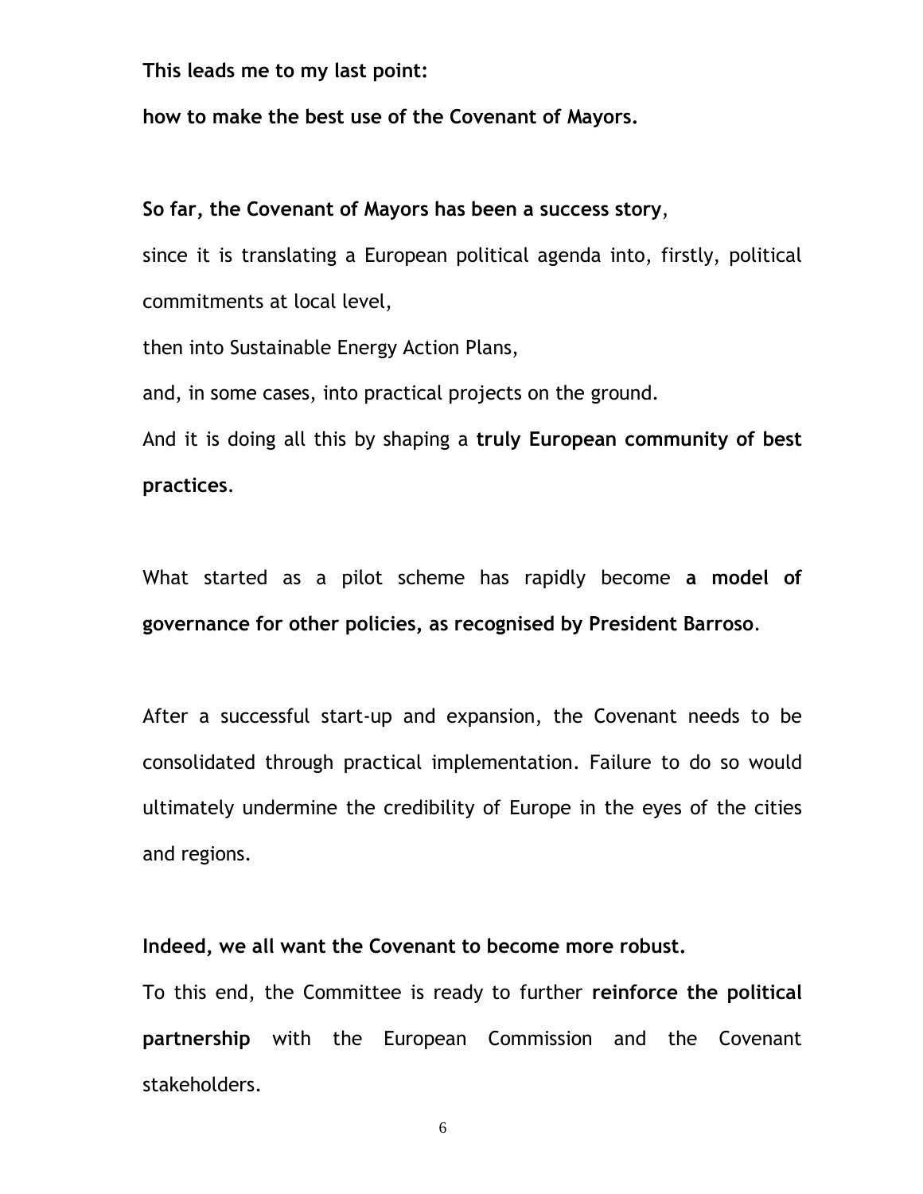**This leads me to my last point:**

**how to make the best use of the Covenant of Mayors.**

**So far, the Covenant of Mayors has been a success story**,

since it is translating a European political agenda into, firstly, political commitments at local level,

then into Sustainable Energy Action Plans,

and, in some cases, into practical projects on the ground.

And it is doing all this by shaping a **truly European community of best practices**.

What started as a pilot scheme has rapidly become **a model of governance for other policies, as recognised by President Barroso**.

After a successful start-up and expansion, the Covenant needs to be consolidated through practical implementation. Failure to do so would ultimately undermine the credibility of Europe in the eyes of the cities and regions.

**Indeed, we all want the Covenant to become more robust.**

To this end, the Committee is ready to further **reinforce the political partnership** with the European Commission and the Covenant stakeholders.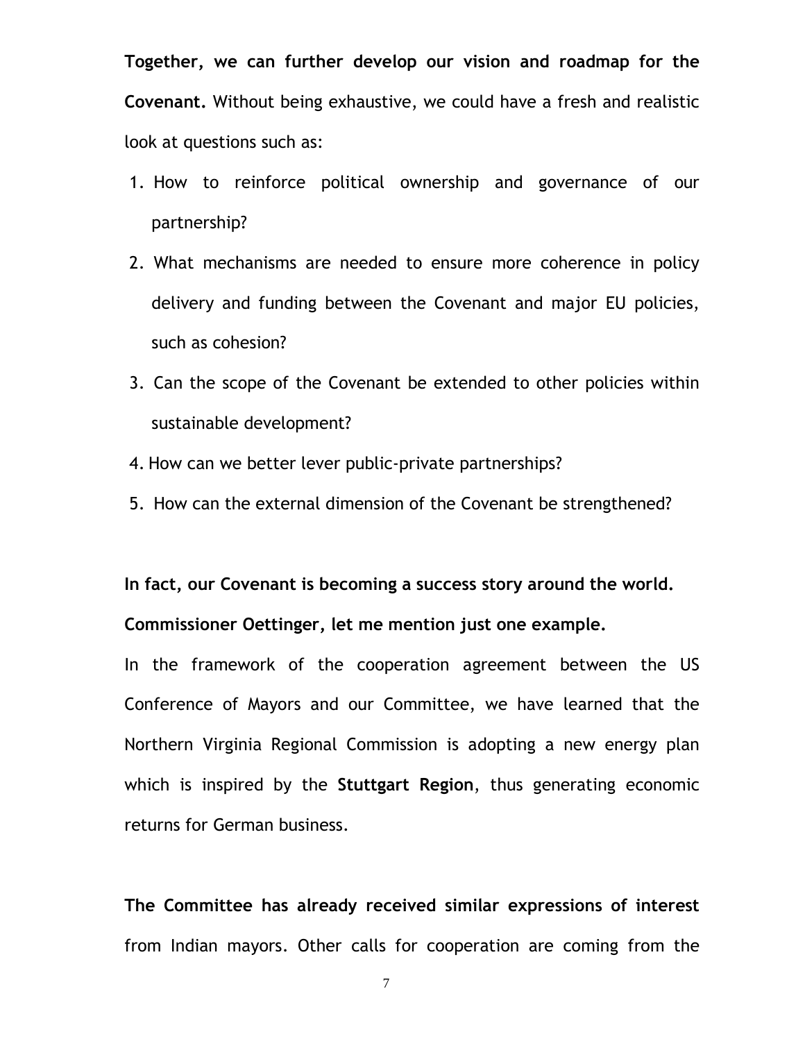**Together, we can further develop our vision and roadmap for the Covenant.** Without being exhaustive, we could have a fresh and realistic look at questions such as:

1. How to reinforce political ownership and governance of our partnership?
2. What mechanisms are needed to ensure more coherence in policy delivery and funding between the Covenant and major EU policies, such as cohesion?
3. Can the scope of the Covenant be extended to other policies within sustainable development?
4. How can we better lever public-private partnerships?
5. How can the external dimension of the Covenant be strengthened?

**In fact, our Covenant is becoming a success story around the world.**

**Commissioner Oettinger, let me mention just one example.**

In the framework of the cooperation agreement between the US Conference of Mayors and our Committee, we have learned that the Northern Virginia Regional Commission is adopting a new energy plan which is inspired by the **Stuttgart Region**, thus generating economic returns for German business.

**The Committee has already received similar expressions of interest** from Indian mayors. Other calls for cooperation are coming from the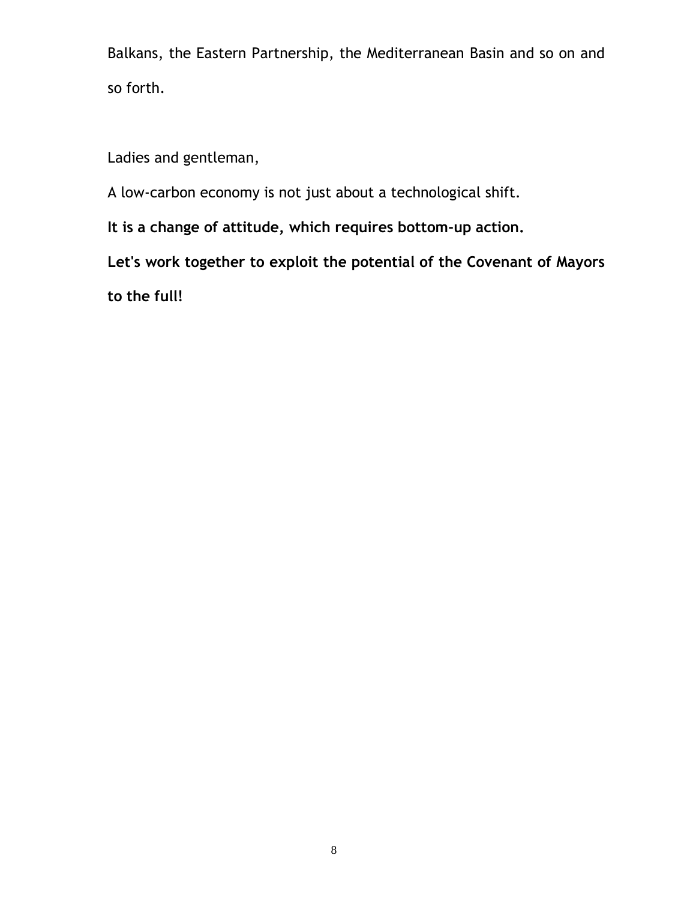Balkans, the Eastern Partnership, the Mediterranean Basin and so on and so forth.

Ladies and gentleman,

A low-carbon economy is not just about a technological shift.

**It is a change of attitude, which requires bottom-up action.**

**Let's work together to exploit the potential of the Covenant of Mayors to the full!**